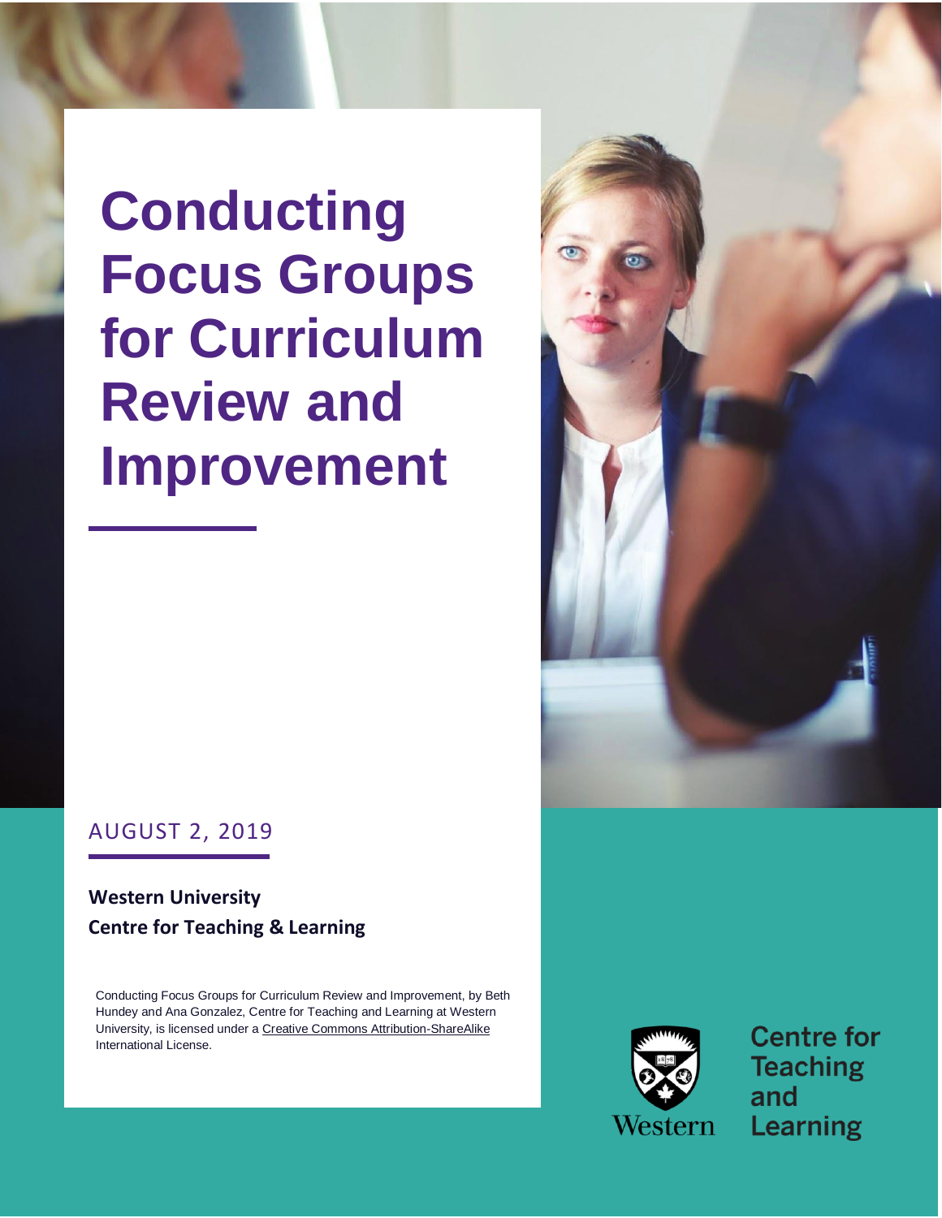# Conducting Focus Groups for Curriculum Review and Improvement

AUGUST 2, 2019

**Western University**
**Centre for Teaching & Learning**

Conducting Focus Groups for Curriculum Review and Improvement, by Beth Hundey and Ana Gonzalez, Centre for Teaching and Learning at Western University, is licensed under a Creative Commons Attribution-ShareAlike International License.

Western

Centre for Teaching and Learning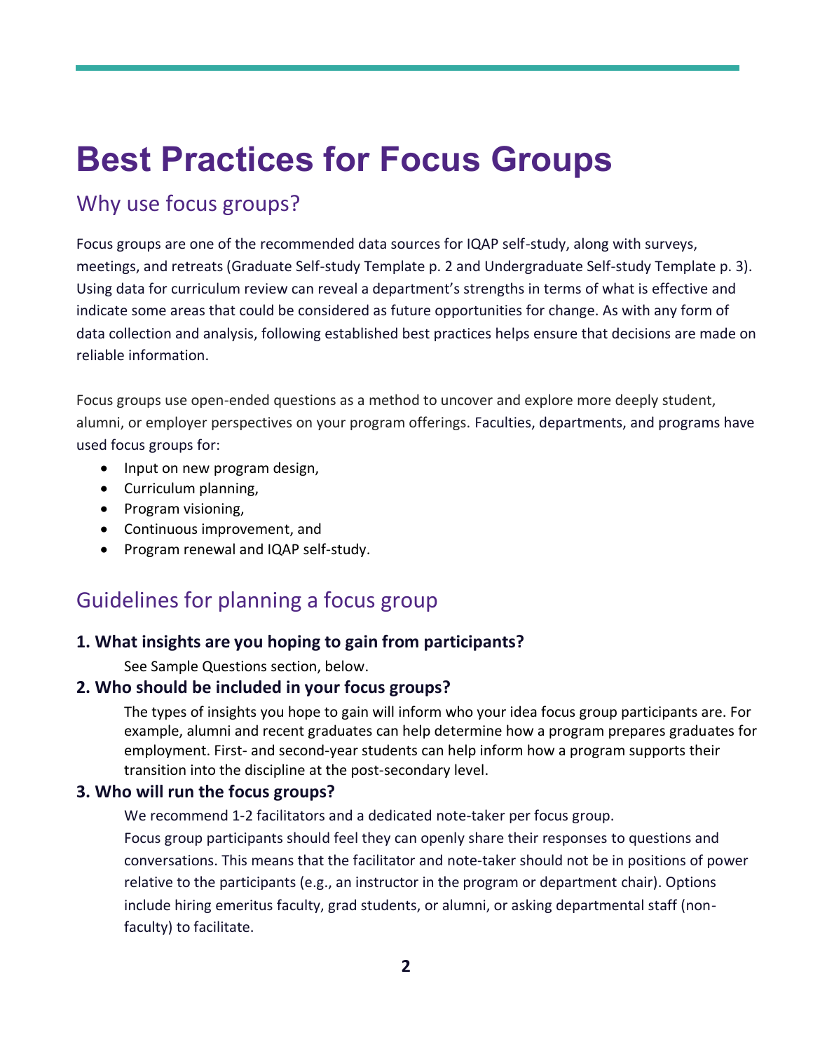# Best Practices for Focus Groups

## Why use focus groups?

Focus groups are one of the recommended data sources for IQAP self-study, along with surveys, meetings, and retreats (Graduate Self-study Template p. 2 and Undergraduate Self-study Template p. 3). Using data for curriculum review can reveal a department's strengths in terms of what is effective and indicate some areas that could be considered as future opportunities for change. As with any form of data collection and analysis, following established best practices helps ensure that decisions are made on reliable information.

Focus groups use open-ended questions as a method to uncover and explore more deeply student, alumni, or employer perspectives on your program offerings. Faculties, departments, and programs have used focus groups for:

- Input on new program design,
- Curriculum planning,
- Program visioning,
- Continuous improvement, and
- Program renewal and IQAP self-study.

## Guidelines for planning a focus group

### 1. What insights are you hoping to gain from participants?

See Sample Questions section, below.

### 2. Who should be included in your focus groups?

The types of insights you hope to gain will inform who your idea focus group participants are. For example, alumni and recent graduates can help determine how a program prepares graduates for employment. First- and second-year students can help inform how a program supports their transition into the discipline at the post-secondary level.

### 3. Who will run the focus groups?

We recommend 1-2 facilitators and a dedicated note-taker per focus group.

Focus group participants should feel they can openly share their responses to questions and conversations. This means that the facilitator and note-taker should not be in positions of power relative to the participants (e.g., an instructor in the program or department chair). Options include hiring emeritus faculty, grad students, or alumni, or asking departmental staff (non-faculty) to facilitate.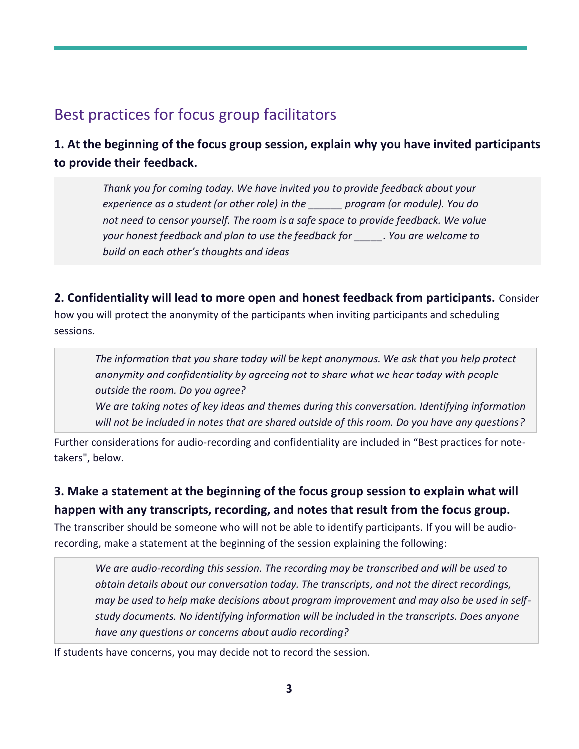## Best practices for focus group facilitators

### 1. At the beginning of the focus group session, explain why you have invited participants to provide their feedback.

> *Thank you for coming today. We have invited you to provide feedback about your experience as a student (or other role) in the ______ program (or module). You do not need to censor yourself. The room is a safe space to provide feedback. We value your honest feedback and plan to use the feedback for _____. You are welcome to build on each other's thoughts and ideas*

**2. Confidentiality will lead to more open and honest feedback from participants.** Consider how you will protect the anonymity of the participants when inviting participants and scheduling sessions.

> *The information that you share today will be kept anonymous. We ask that you help protect anonymity and confidentiality by agreeing not to share what we hear today with people outside the room. Do you agree?*
> *We are taking notes of key ideas and themes during this conversation. Identifying information will not be included in notes that are shared outside of this room. Do you have any questions?*

Further considerations for audio-recording and confidentiality are included in "Best practices for note-takers", below.

**3. Make a statement at the beginning of the focus group session to explain what will happen with any transcripts, recording, and notes that result from the focus group.** The transcriber should be someone who will not be able to identify participants. If you will be audio-recording, make a statement at the beginning of the session explaining the following:

> *We are audio-recording this session. The recording may be transcribed and will be used to obtain details about our conversation today. The transcripts, and not the direct recordings, may be used to help make decisions about program improvement and may also be used in self-study documents. No identifying information will be included in the transcripts. Does anyone have any questions or concerns about audio recording?*

If students have concerns, you may decide not to record the session.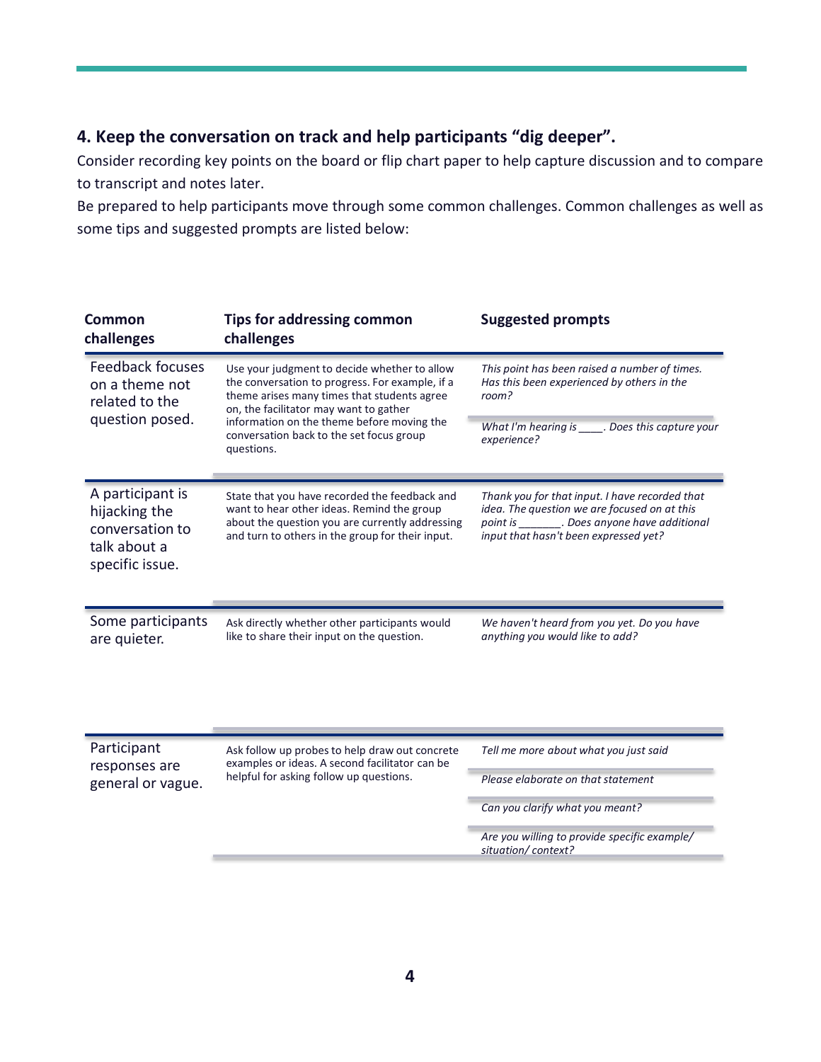### 4. Keep the conversation on track and help participants "dig deeper".

Consider recording key points on the board or flip chart paper to help capture discussion and to compare to transcript and notes later.

Be prepared to help participants move through some common challenges. Common challenges as well as some tips and suggested prompts are listed below:

| Common challenges | Tips for addressing common challenges | Suggested prompts |
|---|---|---|
| Feedback focuses on a theme not related to the question posed. | Use your judgment to decide whether to allow the conversation to progress. For example, if a theme arises many times that students agree on, the facilitator may want to gather information on the theme before moving the conversation back to the set focus group questions. | *This point has been raised a number of times. Has this been experienced by others in the room?*<br><br>*What I'm hearing is ____. Does this capture your experience?* |
| A participant is hijacking the conversation to talk about a specific issue. | State that you have recorded the feedback and want to hear other ideas. Remind the group about the question you are currently addressing and turn to others in the group for their input. | *Thank you for that input. I have recorded that idea. The question we are focused on at this point is _______. Does anyone have additional input that hasn't been expressed yet?* |
| Some participants are quieter. | Ask directly whether other participants would like to share their input on the question. | *We haven't heard from you yet. Do you have anything you would like to add?* |
| Participant responses are general or vague. | Ask follow up probes to help draw out concrete examples or ideas. A second facilitator can be helpful for asking follow up questions. | *Tell me more about what you just said*<br><br>*Please elaborate on that statement*<br><br>*Can you clarify what you meant?*<br><br>*Are you willing to provide specific example/ situation/ context?* |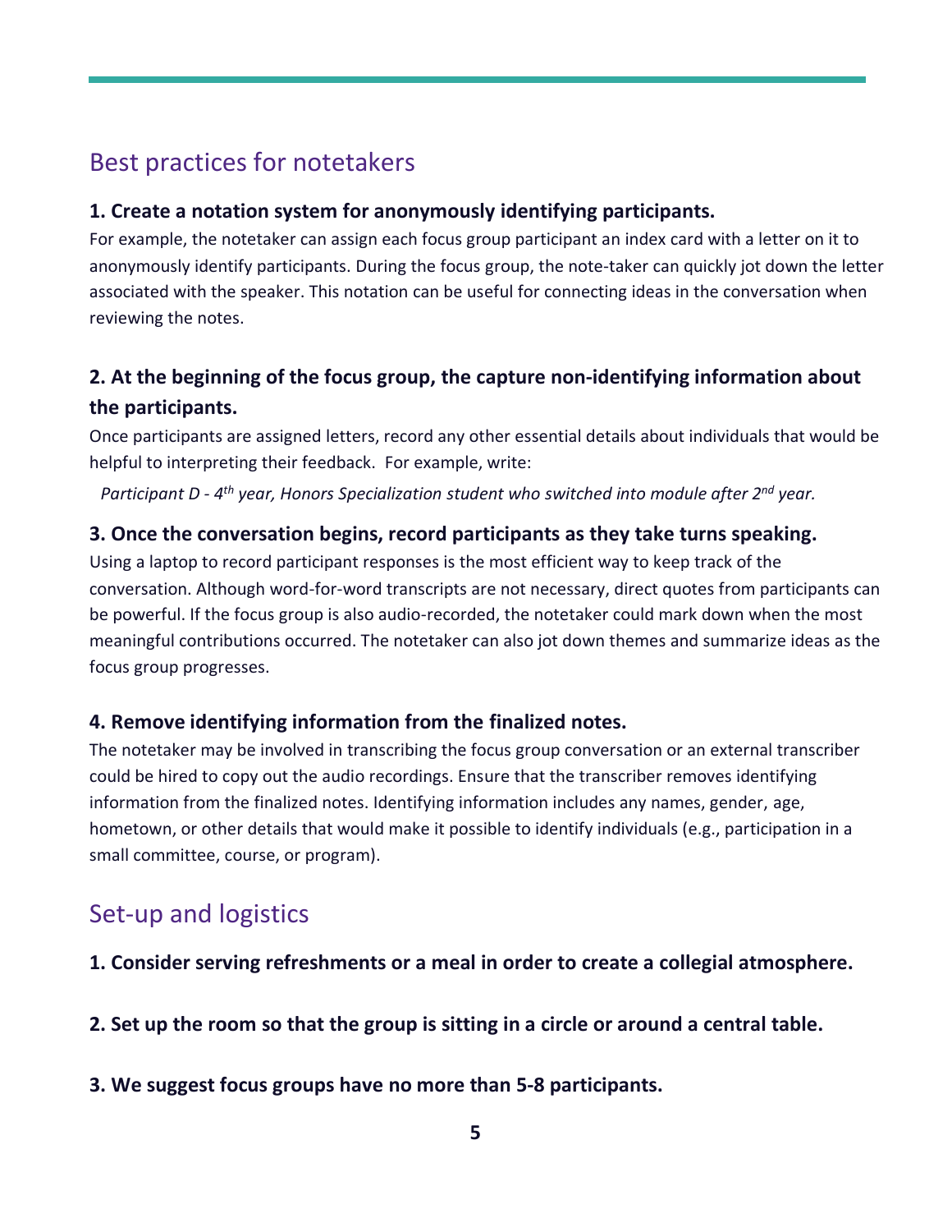## Best practices for notetakers

**1. Create a notation system for anonymously identifying participants.**

For example, the notetaker can assign each focus group participant an index card with a letter on it to anonymously identify participants. During the focus group, the note-taker can quickly jot down the letter associated with the speaker. This notation can be useful for connecting ideas in the conversation when reviewing the notes.

**2. At the beginning of the focus group, the capture non-identifying information about the participants.**

Once participants are assigned letters, record any other essential details about individuals that would be helpful to interpreting their feedback. For example, write:

*Participant D - 4th year, Honors Specialization student who switched into module after 2nd year.*

**3. Once the conversation begins, record participants as they take turns speaking.**

Using a laptop to record participant responses is the most efficient way to keep track of the conversation. Although word-for-word transcripts are not necessary, direct quotes from participants can be powerful. If the focus group is also audio-recorded, the notetaker could mark down when the most meaningful contributions occurred. The notetaker can also jot down themes and summarize ideas as the focus group progresses.

**4. Remove identifying information from the finalized notes.**

The notetaker may be involved in transcribing the focus group conversation or an external transcriber could be hired to copy out the audio recordings. Ensure that the transcriber removes identifying information from the finalized notes. Identifying information includes any names, gender, age, hometown, or other details that would make it possible to identify individuals (e.g., participation in a small committee, course, or program).

## Set-up and logistics

**1. Consider serving refreshments or a meal in order to create a collegial atmosphere.**

**2. Set up the room so that the group is sitting in a circle or around a central table.**

**3. We suggest focus groups have no more than 5-8 participants.**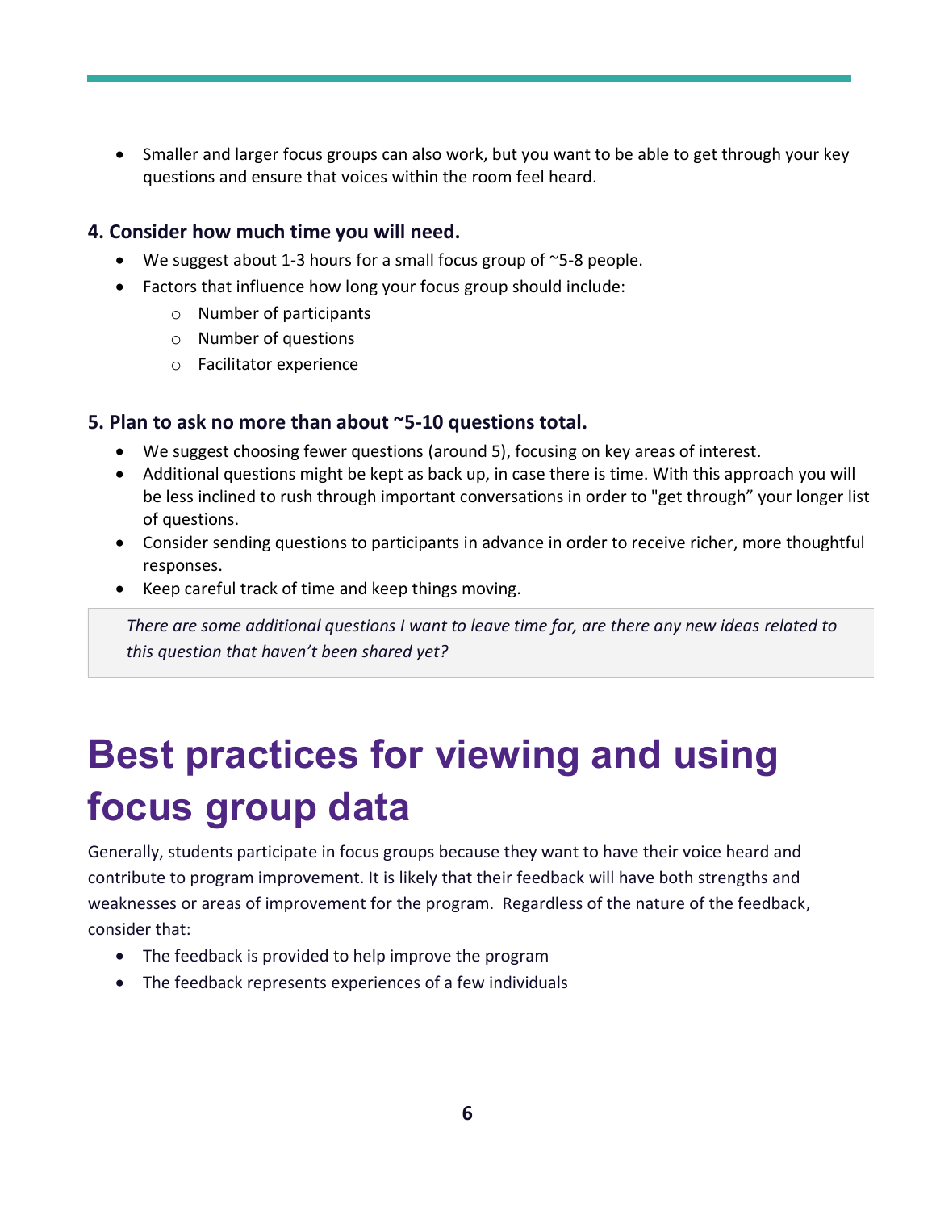- Smaller and larger focus groups can also work, but you want to be able to get through your key questions and ensure that voices within the room feel heard.

### 4. Consider how much time you will need.

- We suggest about 1-3 hours for a small focus group of ~5-8 people.
- Factors that influence how long your focus group should include:
  - Number of participants
  - Number of questions
  - Facilitator experience

### 5. Plan to ask no more than about ~5-10 questions total.

- We suggest choosing fewer questions (around 5), focusing on key areas of interest.
- Additional questions might be kept as back up, in case there is time. With this approach you will be less inclined to rush through important conversations in order to "get through" your longer list of questions.
- Consider sending questions to participants in advance in order to receive richer, more thoughtful responses.
- Keep careful track of time and keep things moving.

> *There are some additional questions I want to leave time for, are there any new ideas related to this question that haven't been shared yet?*

# Best practices for viewing and using focus group data

Generally, students participate in focus groups because they want to have their voice heard and contribute to program improvement. It is likely that their feedback will have both strengths and weaknesses or areas of improvement for the program. Regardless of the nature of the feedback, consider that:

- The feedback is provided to help improve the program
- The feedback represents experiences of a few individuals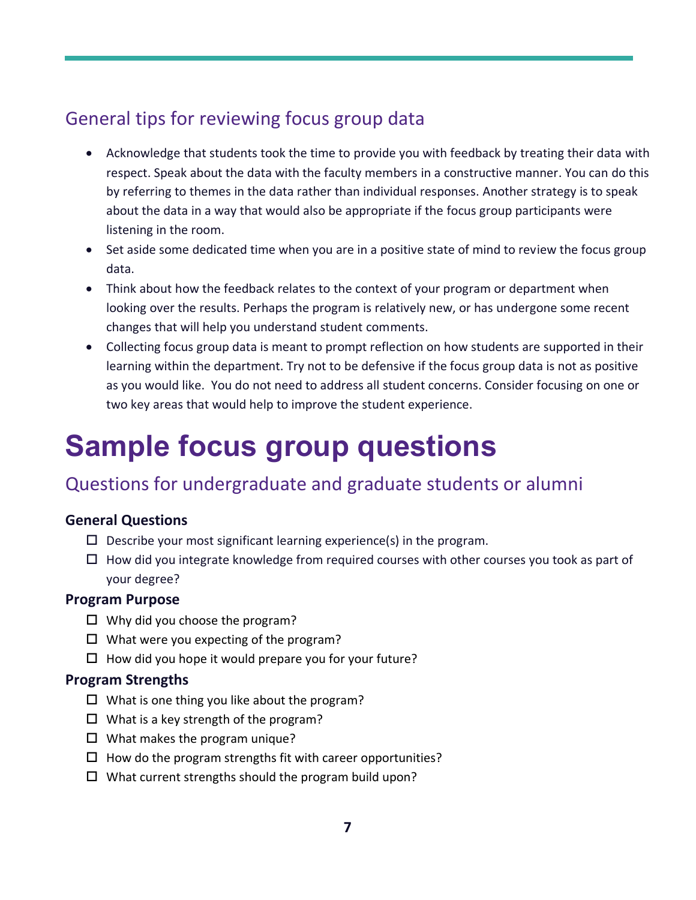## General tips for reviewing focus group data

- Acknowledge that students took the time to provide you with feedback by treating their data with respect. Speak about the data with the faculty members in a constructive manner. You can do this by referring to themes in the data rather than individual responses. Another strategy is to speak about the data in a way that would also be appropriate if the focus group participants were listening in the room.
- Set aside some dedicated time when you are in a positive state of mind to review the focus group data.
- Think about how the feedback relates to the context of your program or department when looking over the results. Perhaps the program is relatively new, or has undergone some recent changes that will help you understand student comments.
- Collecting focus group data is meant to prompt reflection on how students are supported in their learning within the department. Try not to be defensive if the focus group data is not as positive as you would like. You do not need to address all student concerns. Consider focusing on one or two key areas that would help to improve the student experience.

# Sample focus group questions

## Questions for undergraduate and graduate students or alumni

**General Questions**

- [ ] Describe your most significant learning experience(s) in the program.
- [ ] How did you integrate knowledge from required courses with other courses you took as part of your degree?

**Program Purpose**

- [ ] Why did you choose the program?
- [ ] What were you expecting of the program?
- [ ] How did you hope it would prepare you for your future?

**Program Strengths**

- [ ] What is one thing you like about the program?
- [ ] What is a key strength of the program?
- [ ] What makes the program unique?
- [ ] How do the program strengths fit with career opportunities?
- [ ] What current strengths should the program build upon?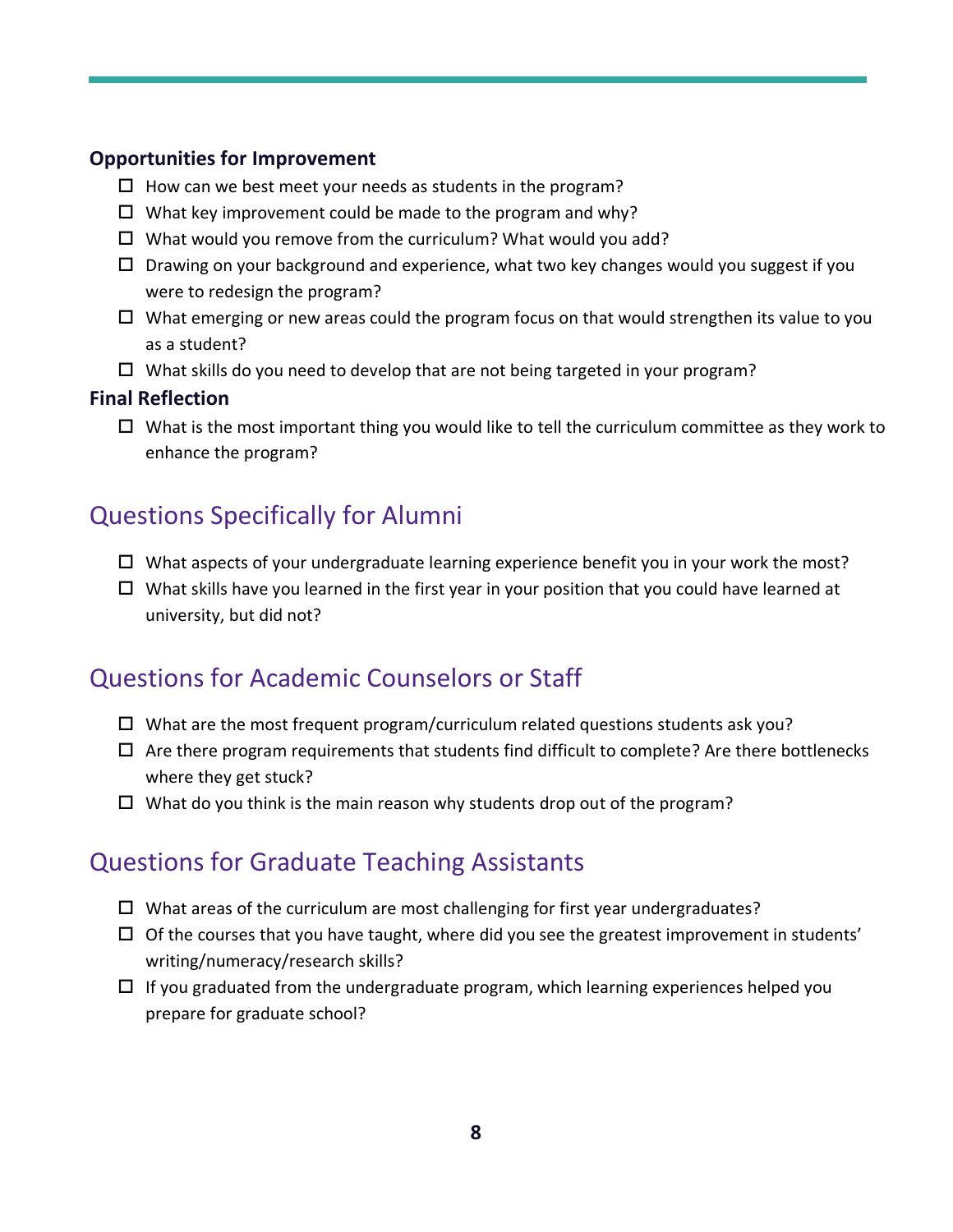**Opportunities for Improvement**

- [ ] How can we best meet your needs as students in the program?
- [ ] What key improvement could be made to the program and why?
- [ ] What would you remove from the curriculum? What would you add?
- [ ] Drawing on your background and experience, what two key changes would you suggest if you were to redesign the program?
- [ ] What emerging or new areas could the program focus on that would strengthen its value to you as a student?
- [ ] What skills do you need to develop that are not being targeted in your program?

**Final Reflection**

- [ ] What is the most important thing you would like to tell the curriculum committee as they work to enhance the program?

## Questions Specifically for Alumni

- [ ] What aspects of your undergraduate learning experience benefit you in your work the most?
- [ ] What skills have you learned in the first year in your position that you could have learned at university, but did not?

## Questions for Academic Counselors or Staff

- [ ] What are the most frequent program/curriculum related questions students ask you?
- [ ] Are there program requirements that students find difficult to complete? Are there bottlenecks where they get stuck?
- [ ] What do you think is the main reason why students drop out of the program?

## Questions for Graduate Teaching Assistants

- [ ] What areas of the curriculum are most challenging for first year undergraduates?
- [ ] Of the courses that you have taught, where did you see the greatest improvement in students' writing/numeracy/research skills?
- [ ] If you graduated from the undergraduate program, which learning experiences helped you prepare for graduate school?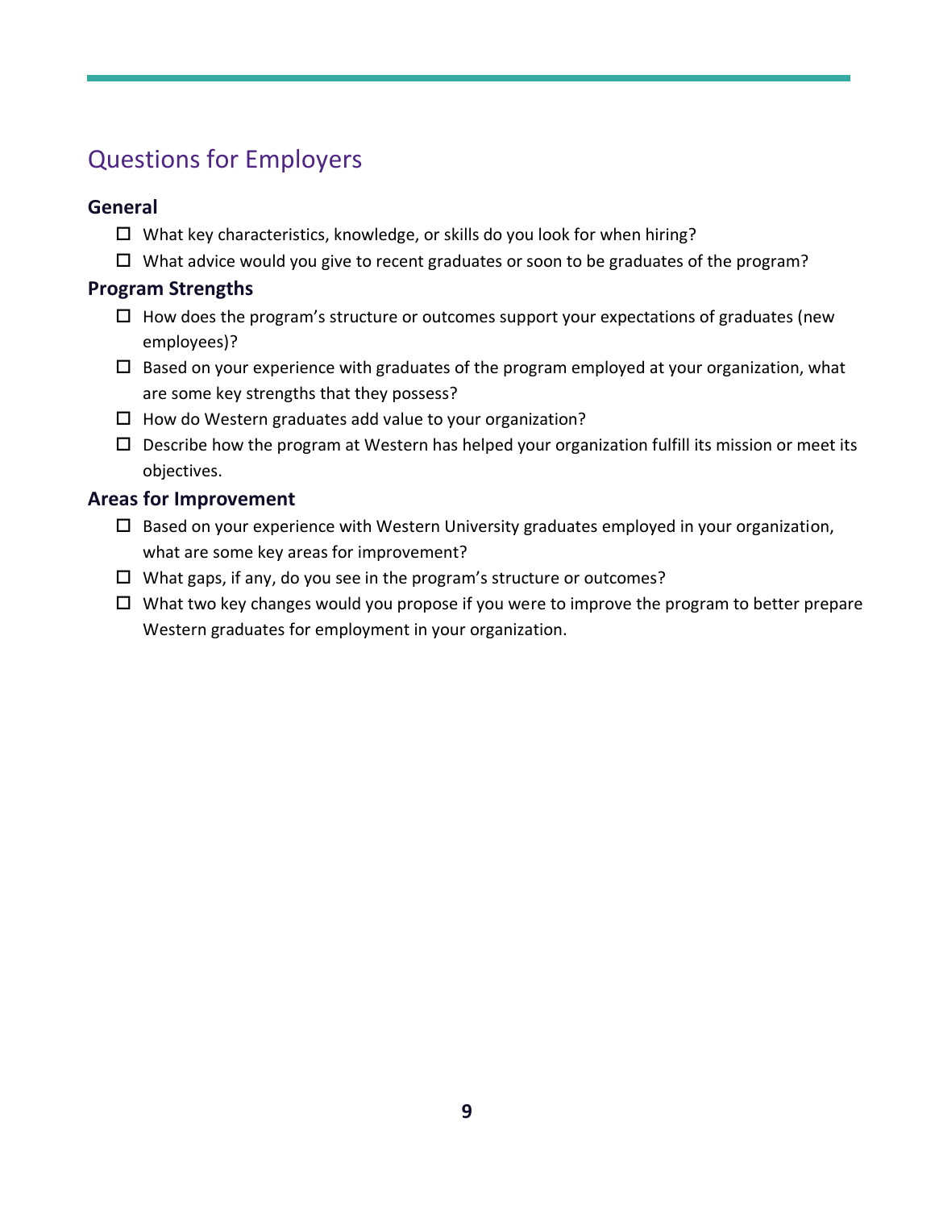## Questions for Employers

### General

- ☐ What key characteristics, knowledge, or skills do you look for when hiring?
- ☐ What advice would you give to recent graduates or soon to be graduates of the program?

### Program Strengths

- ☐ How does the program's structure or outcomes support your expectations of graduates (new employees)?
- ☐ Based on your experience with graduates of the program employed at your organization, what are some key strengths that they possess?
- ☐ How do Western graduates add value to your organization?
- ☐ Describe how the program at Western has helped your organization fulfill its mission or meet its objectives.

### Areas for Improvement

- ☐ Based on your experience with Western University graduates employed in your organization, what are some key areas for improvement?
- ☐ What gaps, if any, do you see in the program's structure or outcomes?
- ☐ What two key changes would you propose if you were to improve the program to better prepare Western graduates for employment in your organization.